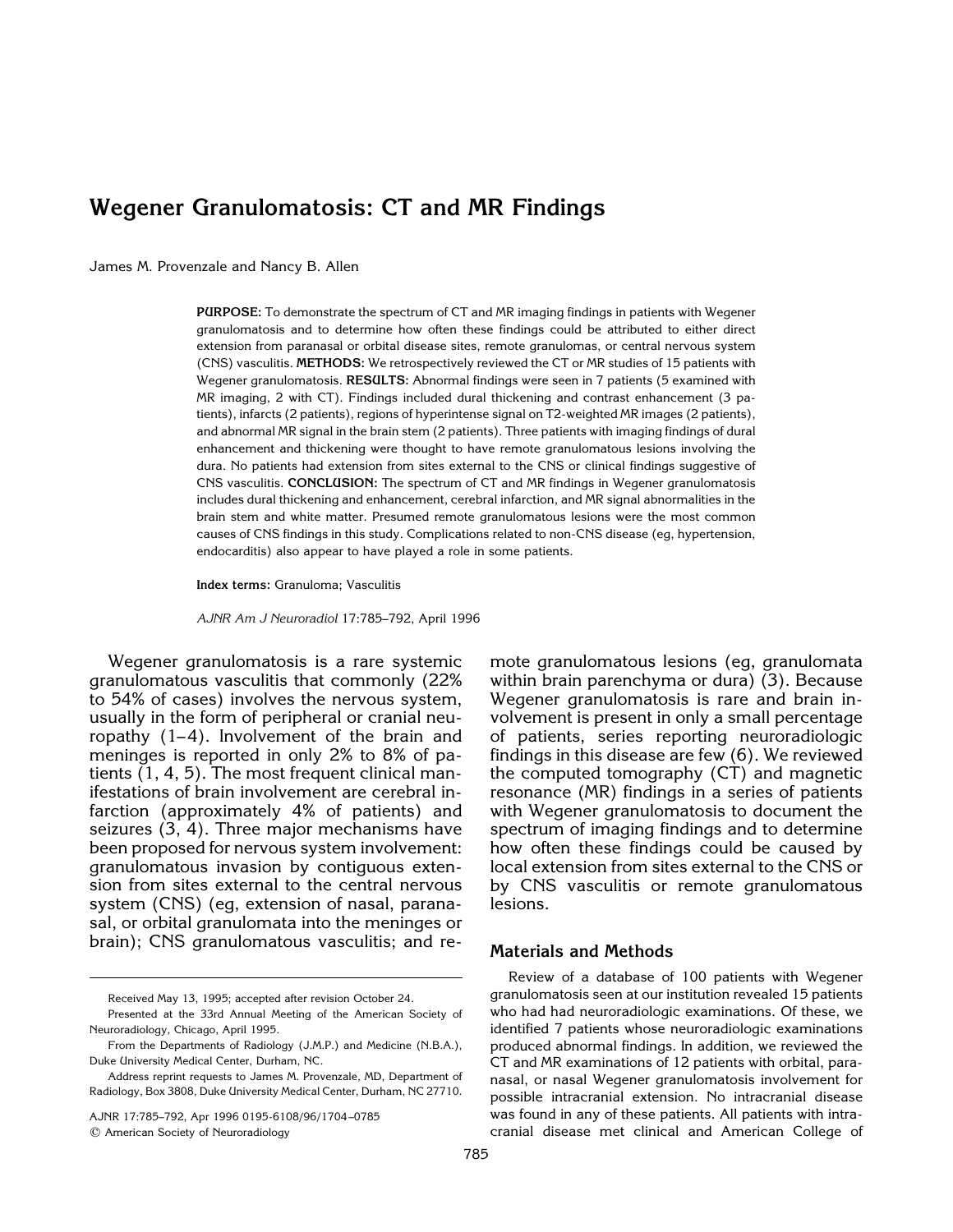# Wegener Granulomatosis: CT and MR Findings

James M. Provenzale and Nancy B. Allen

**PURPOSE:** To demonstrate the spectrum of CT and MR imaging findings in patients with Wegener granulomatosis and to determine how often these findings could be attributed to either direct extension from paranasal or orbital disease sites, remote granulomas, or central nervous system (CNS) vasculitis. **METHODS:** We retrospectively reviewed the CT or MR studies of 15 patients with Wegener granulomatosis. **RESULTS:** Abnormal findings were seen in 7 patients (5 examined with MR imaging, 2 with CT). Findings included dural thickening and contrast enhancement (3 patients), infarcts (2 patients), regions of hyperintense signal on T2-weighted MR images (2 patients), and abnormal MR signal in the brain stem (2 patients). Three patients with imaging findings of dural enhancement and thickening were thought to have remote granulomatous lesions involving the dura. No patients had extension from sites external to the CNS or clinical findings suggestive of CNS vasculitis. **CONCLUSION:** The spectrum of CT and MR findings in Wegener granulomatosis includes dural thickening and enhancement, cerebral infarction, and MR signal abnormalities in the brain stem and white matter. Presumed remote granulomatous lesions were the most common causes of CNS findings in this study. Complications related to non-CNS disease (eg, hypertension, endocarditis) also appear to have played a role in some patients.

**Index terms:** Granuloma; Vasculitis

*AJNR Am J Neuroradiol* 17:785–792, April 1996

Wegener granulomatosis is a rare systemic granulomatous vasculitis that commonly (22% to 54% of cases) involves the nervous system, usually in the form of peripheral or cranial neuropathy (1–4). Involvement of the brain and meninges is reported in only 2% to 8% of patients (1, 4, 5). The most frequent clinical manifestations of brain involvement are cerebral infarction (approximately 4% of patients) and seizures (3, 4). Three major mechanisms have been proposed for nervous system involvement: granulomatous invasion by contiguous extension from sites external to the central nervous system (CNS) (eg, extension of nasal, paranasal, or orbital granulomata into the meninges or brain); CNS granulomatous vasculitis; and remote granulomatous lesions (eg, granulomata within brain parenchyma or dura) (3). Because Wegener granulomatosis is rare and brain involvement is present in only a small percentage of patients, series reporting neuroradiologic findings in this disease are few (6). We reviewed the computed tomography (CT) and magnetic resonance (MR) findings in a series of patients with Wegener granulomatosis to document the spectrum of imaging findings and to determine how often these findings could be caused by local extension from sites external to the CNS or by CNS vasculitis or remote granulomatous lesions.

## Materials and Methods

Review of a database of 100 patients with Wegener granulomatosis seen at our institution revealed 15 patients who had had neuroradiologic examinations. Of these, we identified 7 patients whose neuroradiologic examinations produced abnormal findings. In addition, we reviewed the CT and MR examinations of 12 patients with orbital, paranasal, or nasal Wegener granulomatosis involvement for possible intracranial extension. No intracranial disease was found in any of these patients. All patients with intracranial disease met clinical and American College of

Received May 13, 1995; accepted after revision October 24.

Presented at the 33rd Annual Meeting of the American Society of Neuroradiology, Chicago, April 1995.

From the Departments of Radiology (J.M.P.) and Medicine (N.B.A.), Duke University Medical Center, Durham, NC.

Address reprint requests to James M. Provenzale, MD, Department of Radiology, Box 3808, Duke University Medical Center, Durham, NC 27710.

AJNR 17:785–792, Apr 1996 0195-6108/96/1704–0785
© American Society of Neuroradiology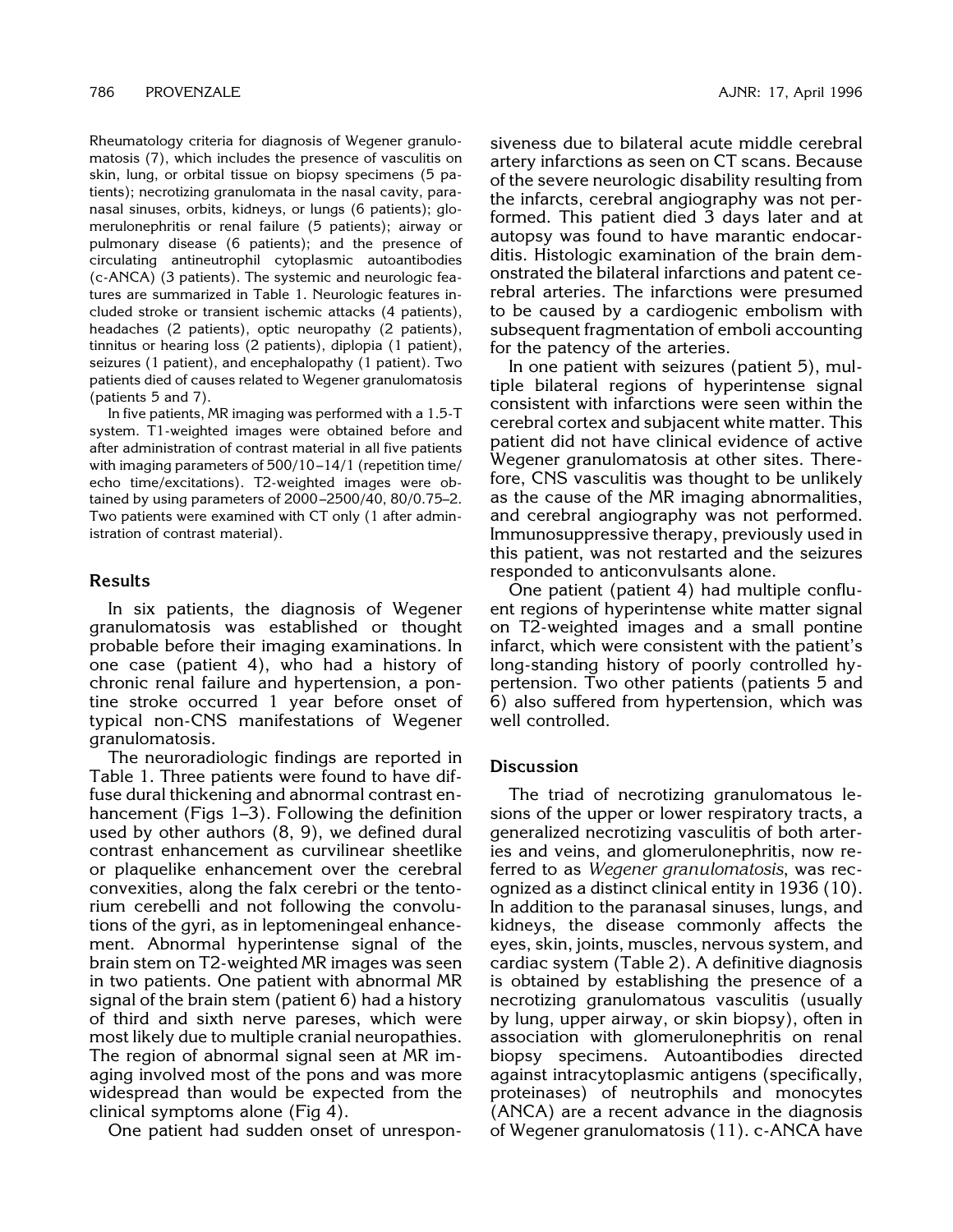Rheumatology criteria for diagnosis of Wegener granulomatosis (7), which includes the presence of vasculitis on skin, lung, or orbital tissue on biopsy specimens (5 patients); necrotizing granulomata in the nasal cavity, paranasal sinuses, orbits, kidneys, or lungs (6 patients); glomerulonephritis or renal failure (5 patients); airway or pulmonary disease (6 patients); and the presence of circulating antineutrophil cytoplasmic autoantibodies (c-ANCA) (3 patients). The systemic and neurologic features are summarized in Table 1. Neurologic features included stroke or transient ischemic attacks (4 patients), headaches (2 patients), optic neuropathy (2 patients), tinnitus or hearing loss (2 patients), diplopia (1 patient), seizures (1 patient), and encephalopathy (1 patient). Two patients died of causes related to Wegener granulomatosis (patients 5 and 7).

In five patients, MR imaging was performed with a 1.5-T system. T1-weighted images were obtained before and after administration of contrast material in all five patients with imaging parameters of 500/10–14/1 (repetition time/echo time/excitations). T2-weighted images were obtained by using parameters of 2000–2500/40, 80/0.75–2. Two patients were examined with CT only (1 after administration of contrast material).

## Results

In six patients, the diagnosis of Wegener granulomatosis was established or thought probable before their imaging examinations. In one case (patient 4), who had a history of chronic renal failure and hypertension, a pontine stroke occurred 1 year before onset of typical non-CNS manifestations of Wegener granulomatosis.

The neuroradiologic findings are reported in Table 1. Three patients were found to have diffuse dural thickening and abnormal contrast enhancement (Figs 1–3). Following the definition used by other authors (8, 9), we defined dural contrast enhancement as curvilinear sheetlike or plaquelike enhancement over the cerebral convexities, along the falx cerebri or the tentorium cerebelli and not following the convolutions of the gyri, as in leptomeningeal enhancement. Abnormal hyperintense signal of the brain stem on T2-weighted MR images was seen in two patients. One patient with abnormal MR signal of the brain stem (patient 6) had a history of third and sixth nerve pareses, which were most likely due to multiple cranial neuropathies. The region of abnormal signal seen at MR imaging involved most of the pons and was more widespread than would be expected from the clinical symptoms alone (Fig 4).

One patient had sudden onset of unresponsiveness due to bilateral acute middle cerebral artery infarctions as seen on CT scans. Because of the severe neurologic disability resulting from the infarcts, cerebral angiography was not performed. This patient died 3 days later and at autopsy was found to have marantic endocarditis. Histologic examination of the brain demonstrated the bilateral infarctions and patent cerebral arteries. The infarctions were presumed to be caused by a cardiogenic embolism with subsequent fragmentation of emboli accounting for the patency of the arteries.

In one patient with seizures (patient 5), multiple bilateral regions of hyperintense signal consistent with infarctions were seen within the cerebral cortex and subjacent white matter. This patient did not have clinical evidence of active Wegener granulomatosis at other sites. Therefore, CNS vasculitis was thought to be unlikely as the cause of the MR imaging abnormalities, and cerebral angiography was not performed. Immunosuppressive therapy, previously used in this patient, was not restarted and the seizures responded to anticonvulsants alone.

One patient (patient 4) had multiple confluent regions of hyperintense white matter signal on T2-weighted images and a small pontine infarct, which were consistent with the patient's long-standing history of poorly controlled hypertension. Two other patients (patients 5 and 6) also suffered from hypertension, which was well controlled.

## Discussion

The triad of necrotizing granulomatous lesions of the upper or lower respiratory tracts, a generalized necrotizing vasculitis of both arteries and veins, and glomerulonephritis, now referred to as *Wegener granulomatosis*, was recognized as a distinct clinical entity in 1936 (10). In addition to the paranasal sinuses, lungs, and kidneys, the disease commonly affects the eyes, skin, joints, muscles, nervous system, and cardiac system (Table 2). A definitive diagnosis is obtained by establishing the presence of a necrotizing granulomatous vasculitis (usually by lung, upper airway, or skin biopsy), often in association with glomerulonephritis on renal biopsy specimens. Autoantibodies directed against intracytoplasmic antigens (specifically, proteinases) of neutrophils and monocytes (ANCA) are a recent advance in the diagnosis of Wegener granulomatosis (11). c-ANCA have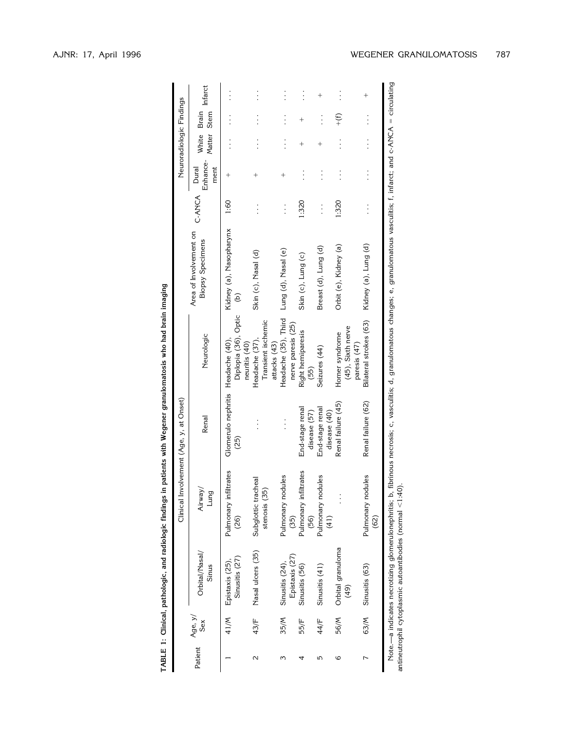**TABLE 1: Clinical, pathologic, and radiologic findings in patients with Wegener granulomatosis who had brain imaging**

| Patient | Age, y/ Sex | Clinical Involvement (Age, y, at Onset) | | | | Area of Involvement on Biopsy Specimens | C-ANCA | Neuroradiologic Findings | | | |
|---|---|---|---|---|---|---|---|---|---|---|---|
| | | Orbital/Nasal/ Sinus | Airway/ Lung | Renal | Neurologic | | | Dural Enhance-ment | White Matter | Brain Stem | Infarct |
| 1 | 41/M | Epistaxis (25), Sinusitis (27) | Pulmonary infiltrates (26) | Glomerulo nephritis (25) | Headache (40), Diplopia (36), Optic neuritis (40) | Kidney (a), Nasopharynx (b) | 1:60 | + | . . . | . . . | . . . |
| 2 | 43/F | Nasal ulcers (35) | Subglottic tracheal stenosis (35) | . . . | Headache (37), Transient ischemic attacks (43) | Skin (c), Nasal (d) | . . . | + | . . . | . . . | . . . |
| 3 | 35/M | Sinusitis (24), Epistaxis (27) | Pulmonary nodules (35) | . . . | Headache (35), Third nerve paresis (25) | Lung (d), Nasal (e) | . . . | + | . . . | . . . | . . . |
| 4 | 55/F | Sinusitis (56) | Pulmonary infiltrates (56) | End-stage renal disease (57) | Right hemiparesis (55) | Skin (c), Lung (c) | 1:320 | . . . | + | + | . . . |
| 5 | 44/F | Sinusitis (41) | Pulmonary nodules (41) | End-stage renal disease (40) | Seizures (44) | Breast (d), Lung (d) | . . . | . . . | + | . . . | + |
| 6 | 56/M | Orbital granuloma (49) | . . . | Renal failure (45) | Horner syndrome (45), Sixth nerve paresis (47) | Orbit (e), Kidney (a) | 1:320 | . . . | . . . | +(f) | . . . |
| 7 | 63/M | Sinusitis (63) | Pulmonary nodules (62) | Renal failure (62) | Bilateral strokes (63) | Kidney (a), Lung (d) | . . . | . . . | . . . | . . . | + |

Note.—a indicates necrotizing glomerulonephritis; b, fibrinous necrosis; c, vasculitis; d, granulomatous changes; e, granulomatous vasculitis; f, infarct; and c-ANCA = circulating antineutrophil cytoplasmic autoantibodies (normal <1:40).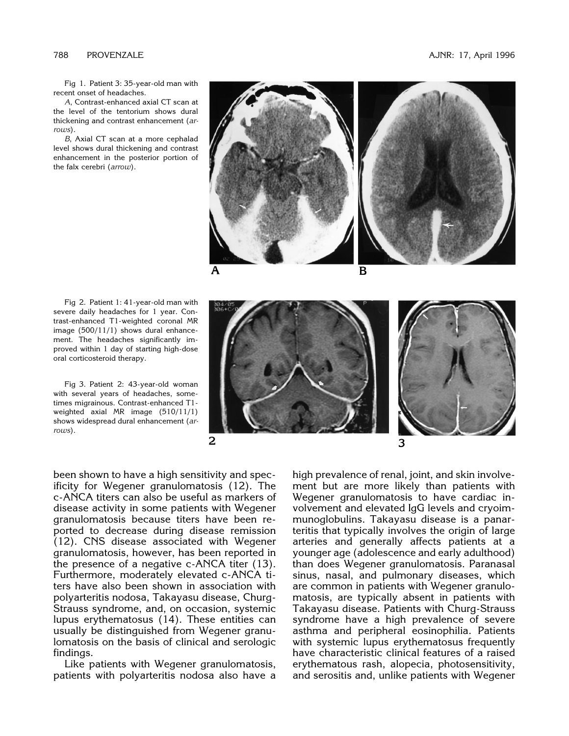Fig 1. Patient 3: 35-year-old man with recent onset of headaches.

*A*, Contrast-enhanced axial CT scan at the level of the tentorium shows dural thickening and contrast enhancement (*arrows*).

*B*, Axial CT scan at a more cephalad level shows dural thickening and contrast enhancement in the posterior portion of the falx cerebri (*arrow*).

Fig 2. Patient 1: 41-year-old man with severe daily headaches for 1 year. Contrast-enhanced T1-weighted coronal MR image (500/11/1) shows dural enhancement. The headaches significantly improved within 1 day of starting high-dose oral corticosteroid therapy.

Fig 3. Patient 2: 43-year-old woman with several years of headaches, sometimes migrainous. Contrast-enhanced T1-weighted axial MR image (510/11/1) shows widespread dural enhancement (*arrows*).

been shown to have a high sensitivity and specificity for Wegener granulomatosis (12). The c-ANCA titers can also be useful as markers of disease activity in some patients with Wegener granulomatosis because titers have been reported to decrease during disease remission (12). CNS disease associated with Wegener granulomatosis, however, has been reported in the presence of a negative c-ANCA titer (13). Furthermore, moderately elevated c-ANCA titers have also been shown in association with polyarteritis nodosa, Takayasu disease, Churg-Strauss syndrome, and, on occasion, systemic lupus erythematosus (14). These entities can usually be distinguished from Wegener granulomatosis on the basis of clinical and serologic findings.

Like patients with Wegener granulomatosis, patients with polyarteritis nodosa also have a high prevalence of renal, joint, and skin involvement but are more likely than patients with Wegener granulomatosis to have cardiac involvement and elevated IgG levels and cryoimmunoglobulins. Takayasu disease is a panarteritis that typically involves the origin of large arteries and generally affects patients at a younger age (adolescence and early adulthood) than does Wegener granulomatosis. Paranasal sinus, nasal, and pulmonary diseases, which are common in patients with Wegener granulomatosis, are typically absent in patients with Takayasu disease. Patients with Churg-Strauss syndrome have a high prevalence of severe asthma and peripheral eosinophilia. Patients with systemic lupus erythematosus frequently have characteristic clinical features of a raised erythematous rash, alopecia, photosensitivity, and serositis and, unlike patients with Wegener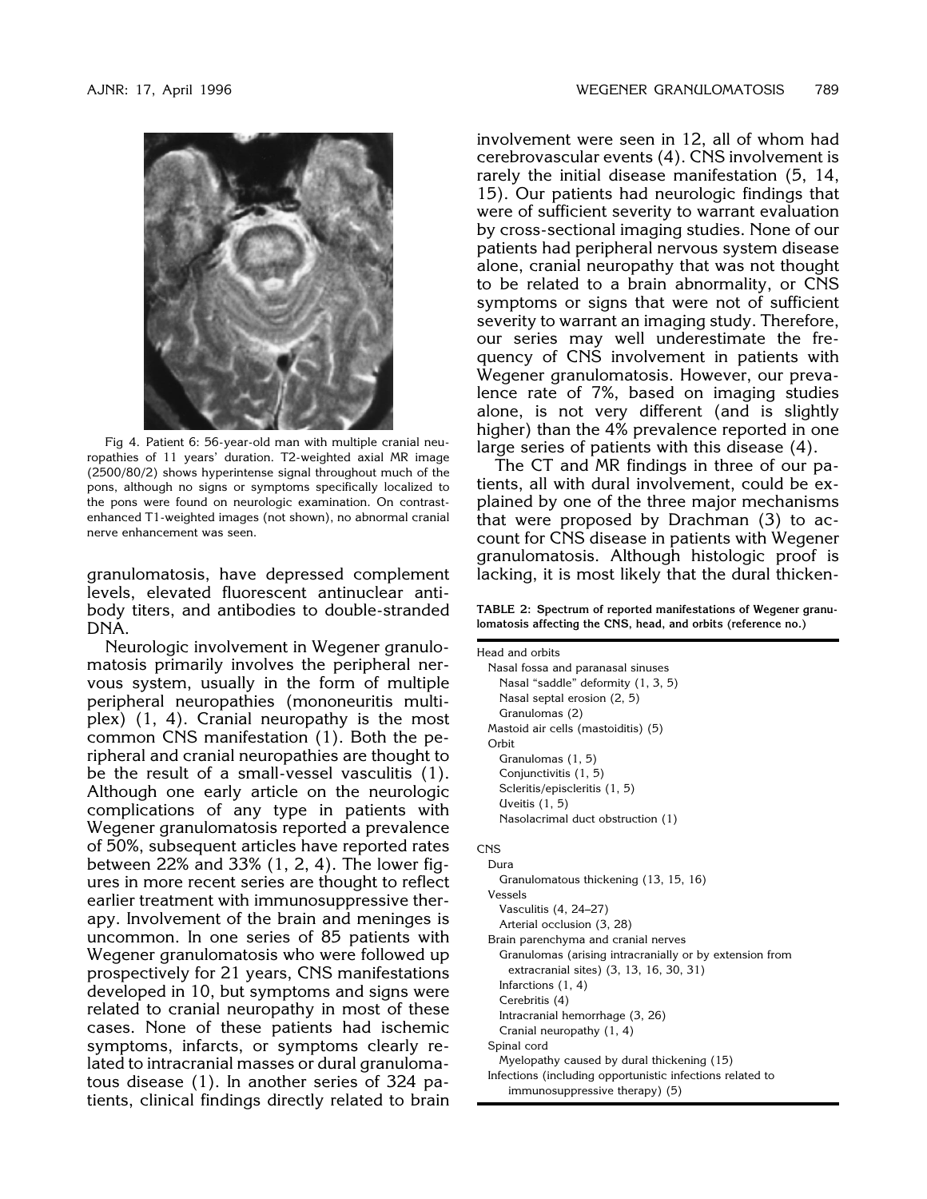Fig 4. Patient 6: 56-year-old man with multiple cranial neuropathies of 11 years' duration. T2-weighted axial MR image (2500/80/2) shows hyperintense signal throughout much of the pons, although no signs or symptoms specifically localized to the pons were found on neurologic examination. On contrast-enhanced T1-weighted images (not shown), no abnormal cranial nerve enhancement was seen.

granulomatosis, have depressed complement levels, elevated fluorescent antinuclear antibody titers, and antibodies to double-stranded DNA.

Neurologic involvement in Wegener granulomatosis primarily involves the peripheral nervous system, usually in the form of multiple peripheral neuropathies (mononeuritis multiplex) (1, 4). Cranial neuropathy is the most common CNS manifestation (1). Both the peripheral and cranial neuropathies are thought to be the result of a small-vessel vasculitis (1). Although one early article on the neurologic complications of any type in patients with Wegener granulomatosis reported a prevalence of 50%, subsequent articles have reported rates between 22% and 33% (1, 2, 4). The lower figures in more recent series are thought to reflect earlier treatment with immunosuppressive therapy. Involvement of the brain and meninges is uncommon. In one series of 85 patients with Wegener granulomatosis who were followed up prospectively for 21 years, CNS manifestations developed in 10, but symptoms and signs were related to cranial neuropathy in most of these cases. None of these patients had ischemic symptoms, infarcts, or symptoms clearly related to intracranial masses or dural granulomatous disease (1). In another series of 324 patients, clinical findings directly related to brain involvement were seen in 12, all of whom had cerebrovascular events (4). CNS involvement is rarely the initial disease manifestation (5, 14, 15). Our patients had neurologic findings that were of sufficient severity to warrant evaluation by cross-sectional imaging studies. None of our patients had peripheral nervous system disease alone, cranial neuropathy that was not thought to be related to a brain abnormality, or CNS symptoms or signs that were not of sufficient severity to warrant an imaging study. Therefore, our series may well underestimate the frequency of CNS involvement in patients with Wegener granulomatosis. However, our prevalence rate of 7%, based on imaging studies alone, is not very different (and is slightly higher) than the 4% prevalence reported in one large series of patients with this disease (4).

The CT and MR findings in three of our patients, all with dural involvement, could be explained by one of the three major mechanisms that were proposed by Drachman (3) to account for CNS disease in patients with Wegener granulomatosis. Although histologic proof is lacking, it is most likely that the dural thicken-

**TABLE 2: Spectrum of reported manifestations of Wegener granulomatosis affecting the CNS, head, and orbits (reference no.)**

- Head and orbits
  - Nasal fossa and paranasal sinuses
    - Nasal "saddle" deformity (1, 3, 5)
    - Nasal septal erosion (2, 5)
    - Granulomas (2)
  - Mastoid air cells (mastoiditis) (5)
  - Orbit
    - Granulomas (1, 5)
    - Conjunctivitis (1, 5)
    - Scleritis/episcleritis (1, 5)
    - Uveitis (1, 5)
    - Nasolacrimal duct obstruction (1)
- CNS
  - Dura
    - Granulomatous thickening (13, 15, 16)
  - Vessels
    - Vasculitis (4, 24–27)
    - Arterial occlusion (3, 28)
  - Brain parenchyma and cranial nerves
    - Granulomas (arising intracranially or by extension from extracranial sites) (3, 13, 16, 30, 31)
    - Infarctions (1, 4)
    - Cerebritis (4)
    - Intracranial hemorrhage (3, 26)
    - Cranial neuropathy (1, 4)
  - Spinal cord
    - Myelopathy caused by dural thickening (15)
  - Infections (including opportunistic infections related to immunosuppressive therapy) (5)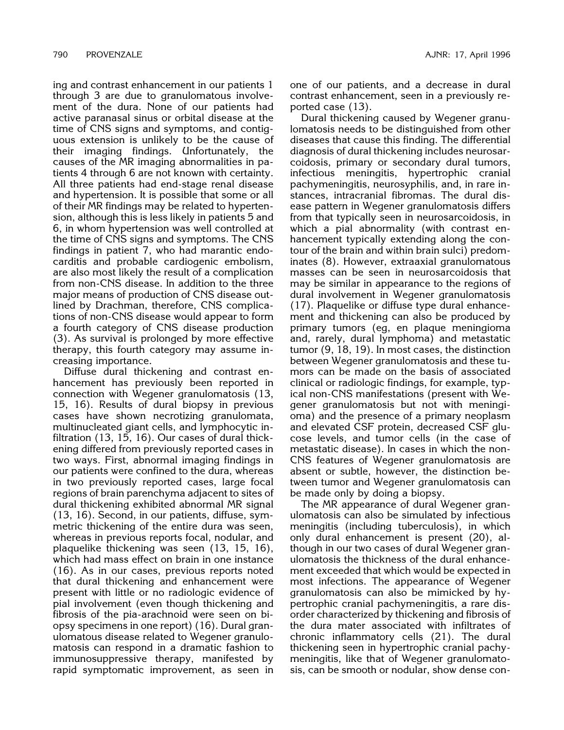ing and contrast enhancement in our patients 1 through 3 are due to granulomatous involvement of the dura. None of our patients had active paranasal sinus or orbital disease at the time of CNS signs and symptoms, and contiguous extension is unlikely to be the cause of their imaging findings. Unfortunately, the causes of the MR imaging abnormalities in patients 4 through 6 are not known with certainty. All three patients had end-stage renal disease and hypertension. It is possible that some or all of their MR findings may be related to hypertension, although this is less likely in patients 5 and 6, in whom hypertension was well controlled at the time of CNS signs and symptoms. The CNS findings in patient 7, who had marantic endocarditis and probable cardiogenic embolism, are also most likely the result of a complication from non-CNS disease. In addition to the three major means of production of CNS disease outlined by Drachman, therefore, CNS complications of non-CNS disease would appear to form a fourth category of CNS disease production (3). As survival is prolonged by more effective therapy, this fourth category may assume increasing importance.

Diffuse dural thickening and contrast enhancement has previously been reported in connection with Wegener granulomatosis (13, 15, 16). Results of dural biopsy in previous cases have shown necrotizing granulomata, multinucleated giant cells, and lymphocytic infiltration (13, 15, 16). Our cases of dural thickening differed from previously reported cases in two ways. First, abnormal imaging findings in our patients were confined to the dura, whereas in two previously reported cases, large focal regions of brain parenchyma adjacent to sites of dural thickening exhibited abnormal MR signal (13, 16). Second, in our patients, diffuse, symmetric thickening of the entire dura was seen, whereas in previous reports focal, nodular, and plaquelike thickening was seen (13, 15, 16), which had mass effect on brain in one instance (16). As in our cases, previous reports noted that dural thickening and enhancement were present with little or no radiologic evidence of pial involvement (even though thickening and fibrosis of the pia-arachnoid were seen on biopsy specimens in one report) (16). Dural granulomatous disease related to Wegener granulomatosis can respond in a dramatic fashion to immunosuppressive therapy, manifested by rapid symptomatic improvement, as seen in one of our patients, and a decrease in dural contrast enhancement, seen in a previously reported case (13).

Dural thickening caused by Wegener granulomatosis needs to be distinguished from other diseases that cause this finding. The differential diagnosis of dural thickening includes neurosarcoidosis, primary or secondary dural tumors, infectious meningitis, hypertrophic cranial pachymeningitis, neurosyphilis, and, in rare instances, intracranial fibromas. The dural disease pattern in Wegener granulomatosis differs from that typically seen in neurosarcoidosis, in which a pial abnormality (with contrast enhancement typically extending along the contour of the brain and within brain sulci) predominates (8). However, extraaxial granulomatous masses can be seen in neurosarcoidosis that may be similar in appearance to the regions of dural involvement in Wegener granulomatosis (17). Plaquelike or diffuse type dural enhancement and thickening can also be produced by primary tumors (eg, en plaque meningioma and, rarely, dural lymphoma) and metastatic tumor (9, 18, 19). In most cases, the distinction between Wegener granulomatosis and these tumors can be made on the basis of associated clinical or radiologic findings, for example, typical non-CNS manifestations (present with Wegener granulomatosis but not with meningioma) and the presence of a primary neoplasm and elevated CSF protein, decreased CSF glucose levels, and tumor cells (in the case of metastatic disease). In cases in which the non-CNS features of Wegener granulomatosis are absent or subtle, however, the distinction between tumor and Wegener granulomatosis can be made only by doing a biopsy.

The MR appearance of dural Wegener granulomatosis can also be simulated by infectious meningitis (including tuberculosis), in which only dural enhancement is present (20), although in our two cases of dural Wegener granulomatosis the thickness of the dural enhancement exceeded that which would be expected in most infections. The appearance of Wegener granulomatosis can also be mimicked by hypertrophic cranial pachymeningitis, a rare disorder characterized by thickening and fibrosis of the dura mater associated with infiltrates of chronic inflammatory cells (21). The dural thickening seen in hypertrophic cranial pachymeningitis, like that of Wegener granulomatosis, can be smooth or nodular, show dense con-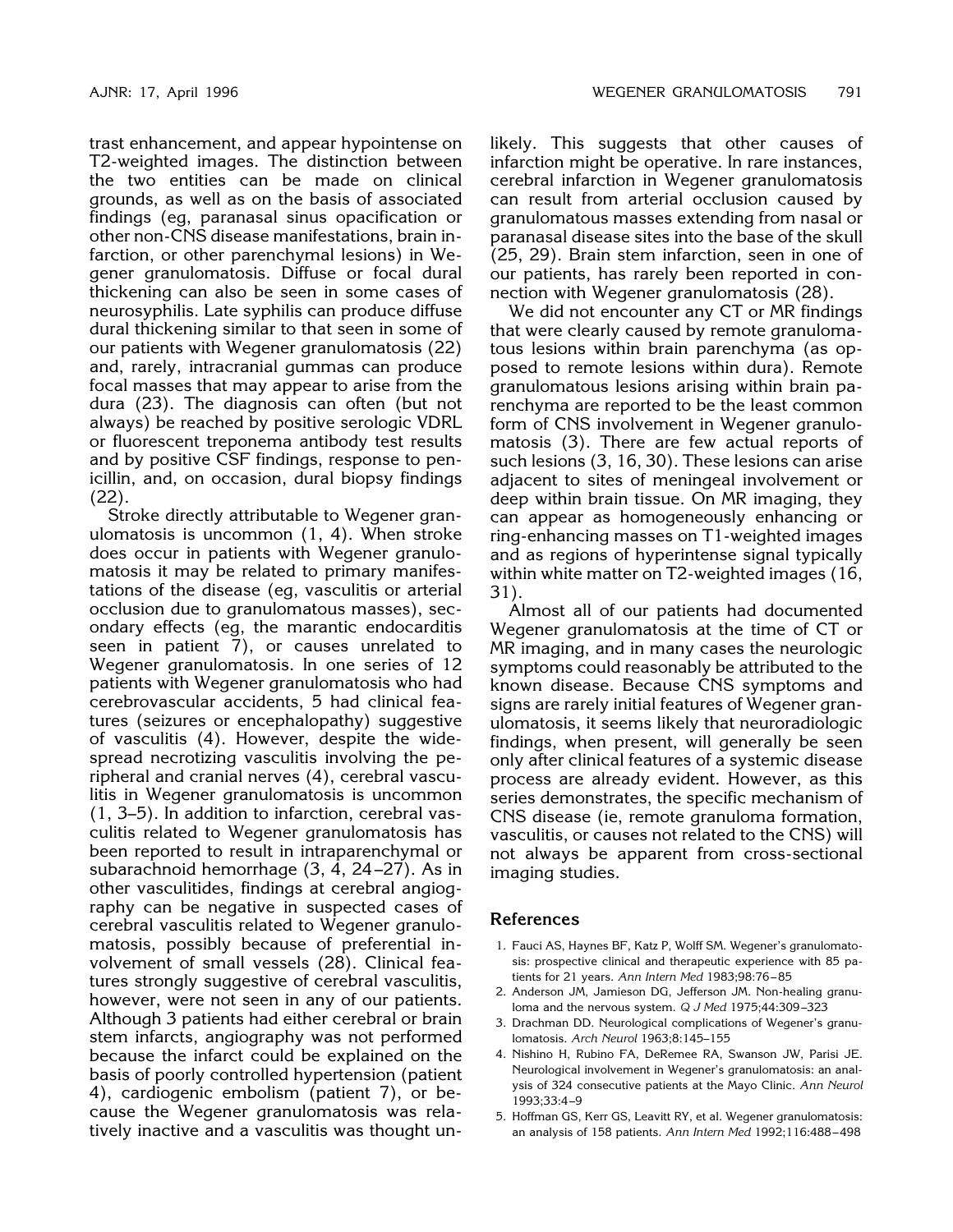trast enhancement, and appear hypointense on T2-weighted images. The distinction between the two entities can be made on clinical grounds, as well as on the basis of associated findings (eg, paranasal sinus opacification or other non-CNS disease manifestations, brain infarction, or other parenchymal lesions) in Wegener granulomatosis. Diffuse or focal dural thickening can also be seen in some cases of neurosyphilis. Late syphilis can produce diffuse dural thickening similar to that seen in some of our patients with Wegener granulomatosis (22) and, rarely, intracranial gummas can produce focal masses that may appear to arise from the dura (23). The diagnosis can often (but not always) be reached by positive serologic VDRL or fluorescent treponema antibody test results and by positive CSF findings, response to penicillin, and, on occasion, dural biopsy findings (22).

Stroke directly attributable to Wegener granulomatosis is uncommon (1, 4). When stroke does occur in patients with Wegener granulomatosis it may be related to primary manifestations of the disease (eg, vasculitis or arterial occlusion due to granulomatous masses), secondary effects (eg, the marantic endocarditis seen in patient 7), or causes unrelated to Wegener granulomatosis. In one series of 12 patients with Wegener granulomatosis who had cerebrovascular accidents, 5 had clinical features (seizures or encephalopathy) suggestive of vasculitis (4). However, despite the widespread necrotizing vasculitis involving the peripheral and cranial nerves (4), cerebral vasculitis in Wegener granulomatosis is uncommon (1, 3–5). In addition to infarction, cerebral vasculitis related to Wegener granulomatosis has been reported to result in intraparenchymal or subarachnoid hemorrhage (3, 4, 24–27). As in other vasculitides, findings at cerebral angiography can be negative in suspected cases of cerebral vasculitis related to Wegener granulomatosis, possibly because of preferential involvement of small vessels (28). Clinical features strongly suggestive of cerebral vasculitis, however, were not seen in any of our patients. Although 3 patients had either cerebral or brain stem infarcts, angiography was not performed because the infarct could be explained on the basis of poorly controlled hypertension (patient 4), cardiogenic embolism (patient 7), or because the Wegener granulomatosis was relatively inactive and a vasculitis was thought unlikely. This suggests that other causes of infarction might be operative. In rare instances, cerebral infarction in Wegener granulomatosis can result from arterial occlusion caused by granulomatous masses extending from nasal or paranasal disease sites into the base of the skull (25, 29). Brain stem infarction, seen in one of our patients, has rarely been reported in connection with Wegener granulomatosis (28).

We did not encounter any CT or MR findings that were clearly caused by remote granulomatous lesions within brain parenchyma (as opposed to remote lesions within dura). Remote granulomatous lesions arising within brain parenchyma are reported to be the least common form of CNS involvement in Wegener granulomatosis (3). There are few actual reports of such lesions (3, 16, 30). These lesions can arise adjacent to sites of meningeal involvement or deep within brain tissue. On MR imaging, they can appear as homogeneously enhancing or ring-enhancing masses on T1-weighted images and as regions of hyperintense signal typically within white matter on T2-weighted images (16, 31).

Almost all of our patients had documented Wegener granulomatosis at the time of CT or MR imaging, and in many cases the neurologic symptoms could reasonably be attributed to the known disease. Because CNS symptoms and signs are rarely initial features of Wegener granulomatosis, it seems likely that neuroradiologic findings, when present, will generally be seen only after clinical features of a systemic disease process are already evident. However, as this series demonstrates, the specific mechanism of CNS disease (ie, remote granuloma formation, vasculitis, or causes not related to the CNS) will not always be apparent from cross-sectional imaging studies.

## References

1. Fauci AS, Haynes BF, Katz P, Wolff SM. Wegener's granulomatosis: prospective clinical and therapeutic experience with 85 patients for 21 years. *Ann Intern Med* 1983;98:76–85
2. Anderson JM, Jamieson DG, Jefferson JM. Non-healing granuloma and the nervous system. *Q J Med* 1975;44:309–323
3. Drachman DD. Neurological complications of Wegener's granulomatosis. *Arch Neurol* 1963;8:145–155
4. Nishino H, Rubino FA, DeRemee RA, Swanson JW, Parisi JE. Neurological involvement in Wegener's granulomatosis: an analysis of 324 consecutive patients at the Mayo Clinic. *Ann Neurol* 1993;33:4–9
5. Hoffman GS, Kerr GS, Leavitt RY, et al. Wegener granulomatosis: an analysis of 158 patients. *Ann Intern Med* 1992;116:488–498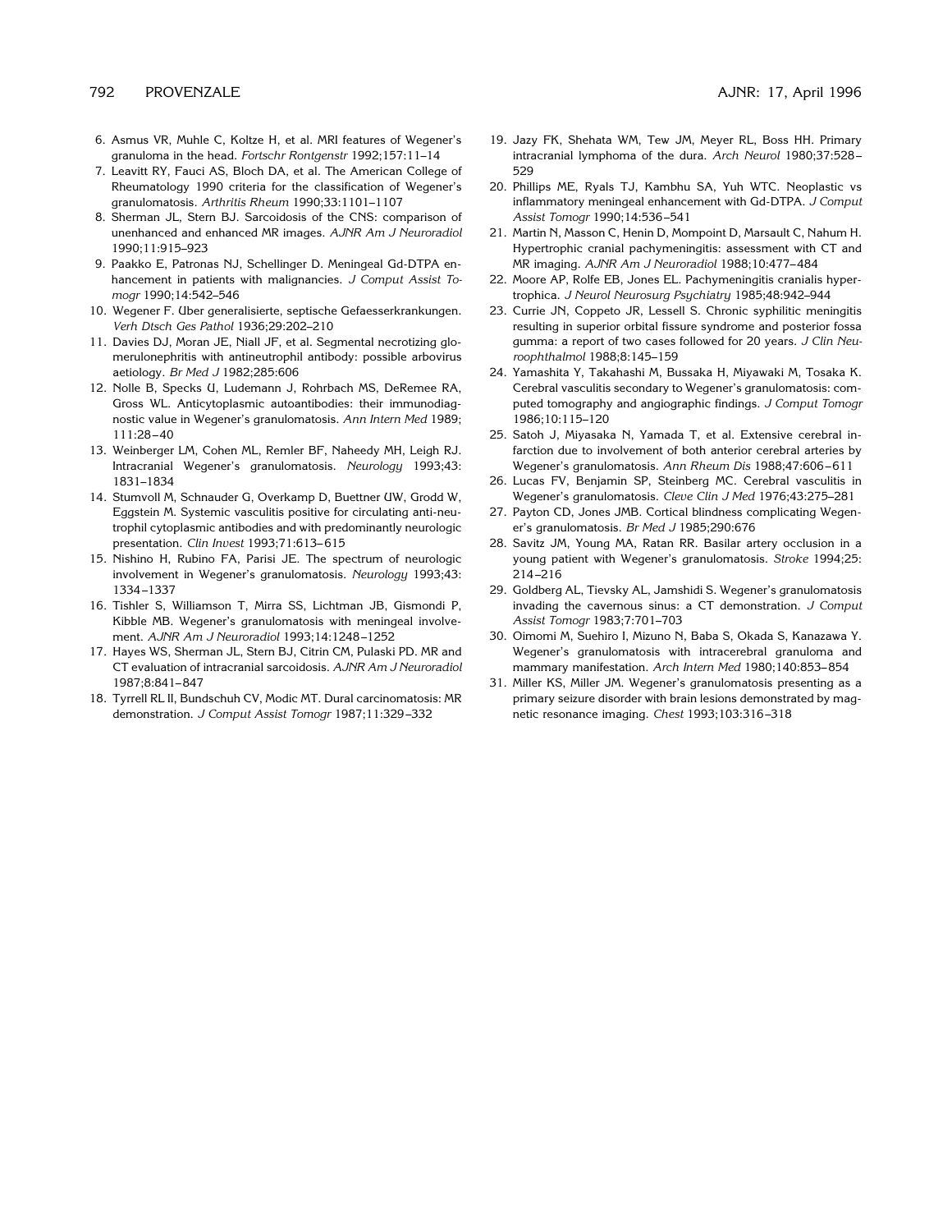6. Asmus VR, Muhle C, Koltze H, et al. MRI features of Wegener's granuloma in the head. *Fortschr Rontgenstr* 1992;157:11–14
7. Leavitt RY, Fauci AS, Bloch DA, et al. The American College of Rheumatology 1990 criteria for the classification of Wegener's granulomatosis. *Arthritis Rheum* 1990;33:1101–1107
8. Sherman JL, Stern BJ. Sarcoidosis of the CNS: comparison of unenhanced and enhanced MR images. *AJNR Am J Neuroradiol* 1990;11:915–923
9. Paakko E, Patronas NJ, Schellinger D. Meningeal Gd-DTPA enhancement in patients with malignancies. *J Comput Assist Tomogr* 1990;14:542–546
10. Wegener F. Uber generalisierte, septische Gefaesserkrankungen. *Verh Dtsch Ges Pathol* 1936;29:202–210
11. Davies DJ, Moran JE, Niall JF, et al. Segmental necrotizing glomerulonephritis with antineutrophil antibody: possible arbovirus aetiology. *Br Med J* 1982;285:606
12. Nolle B, Specks U, Ludemann J, Rohrbach MS, DeRemee RA, Gross WL. Anticytoplasmic autoantibodies: their immunodiagnostic value in Wegener's granulomatosis. *Ann Intern Med* 1989; 111:28–40
13. Weinberger LM, Cohen ML, Remler BF, Naheedy MH, Leigh RJ. Intracranial Wegener's granulomatosis. *Neurology* 1993;43: 1831–1834
14. Stumvoll M, Schnauder G, Overkamp D, Buettner UW, Grodd W, Eggstein M. Systemic vasculitis positive for circulating anti-neutrophil cytoplasmic antibodies and with predominantly neurologic presentation. *Clin Invest* 1993;71:613–615
15. Nishino H, Rubino FA, Parisi JE. The spectrum of neurologic involvement in Wegener's granulomatosis. *Neurology* 1993;43: 1334–1337
16. Tishler S, Williamson T, Mirra SS, Lichtman JB, Gismondi P, Kibble MB. Wegener's granulomatosis with meningeal involvement. *AJNR Am J Neuroradiol* 1993;14:1248–1252
17. Hayes WS, Sherman JL, Stern BJ, Citrin CM, Pulaski PD. MR and CT evaluation of intracranial sarcoidosis. *AJNR Am J Neuroradiol* 1987;8:841–847
18. Tyrrell RL II, Bundschuh CV, Modic MT. Dural carcinomatosis: MR demonstration. *J Comput Assist Tomogr* 1987;11:329–332
19. Jazy FK, Shehata WM, Tew JM, Meyer RL, Boss HH. Primary intracranial lymphoma of the dura. *Arch Neurol* 1980;37:528–529
20. Phillips ME, Ryals TJ, Kambhu SA, Yuh WTC. Neoplastic vs inflammatory meningeal enhancement with Gd-DTPA. *J Comput Assist Tomogr* 1990;14:536–541
21. Martin N, Masson C, Henin D, Mompoint D, Marsault C, Nahum H. Hypertrophic cranial pachymeningitis: assessment with CT and MR imaging. *AJNR Am J Neuroradiol* 1988;10:477–484
22. Moore AP, Rolfe EB, Jones EL. Pachymeningitis cranialis hypertrophica. *J Neurol Neurosurg Psychiatry* 1985;48:942–944
23. Currie JN, Coppeto JR, Lessell S. Chronic syphilitic meningitis resulting in superior orbital fissure syndrome and posterior fossa gumma: a report of two cases followed for 20 years. *J Clin Neuroophthalmol* 1988;8:145–159
24. Yamashita Y, Takahashi M, Bussaka H, Miyawaki M, Tosaka K. Cerebral vasculitis secondary to Wegener's granulomatosis: computed tomography and angiographic findings. *J Comput Tomogr* 1986;10:115–120
25. Satoh J, Miyasaka N, Yamada T, et al. Extensive cerebral infarction due to involvement of both anterior cerebral arteries by Wegener's granulomatosis. *Ann Rheum Dis* 1988;47:606–611
26. Lucas FV, Benjamin SP, Steinberg MC. Cerebral vasculitis in Wegener's granulomatosis. *Cleve Clin J Med* 1976;43:275–281
27. Payton CD, Jones JMB. Cortical blindness complicating Wegener's granulomatosis. *Br Med J* 1985;290:676
28. Savitz JM, Young MA, Ratan RR. Basilar artery occlusion in a young patient with Wegener's granulomatosis. *Stroke* 1994;25: 214–216
29. Goldberg AL, Tievsky AL, Jamshidi S. Wegener's granulomatosis invading the cavernous sinus: a CT demonstration. *J Comput Assist Tomogr* 1983;7:701–703
30. Oimomi M, Suehiro I, Mizuno N, Baba S, Okada S, Kanazawa Y. Wegener's granulomatosis with intracerebral granuloma and mammary manifestation. *Arch Intern Med* 1980;140:853–854
31. Miller KS, Miller JM. Wegener's granulomatosis presenting as a primary seizure disorder with brain lesions demonstrated by magnetic resonance imaging. *Chest* 1993;103:316–318